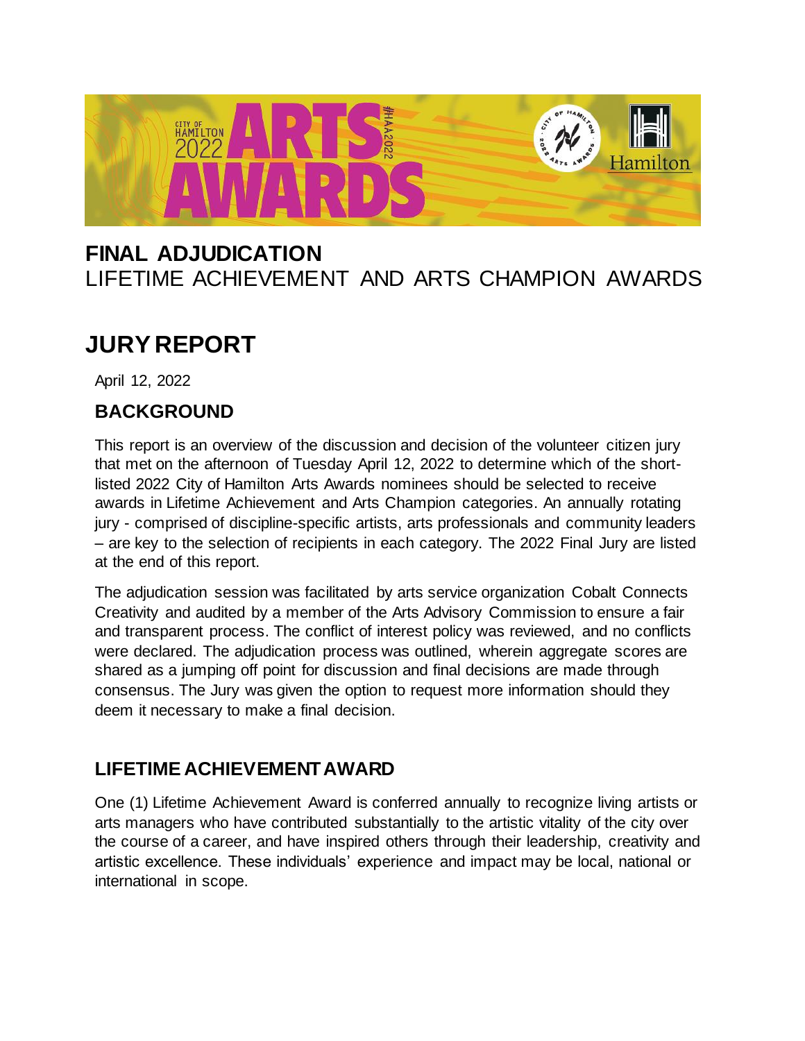# FINAL ADJUDICATION

LIFETIME ACHIEVEMENT AND ARTS CHAMPION AWARDS

# JURY REPORT

April 12, 2022

## BACKGROUND

This report is an overview of the discussion and decision of the volunteer citizen jury that met on the afternoon of Tuesday April 12, 2022 to determine which of the short-listed 2022 City of Hamilton Arts Awards nominees should be selected to receive awards in Lifetime Achievement and Arts Champion categories. An annually rotating jury - comprised of discipline-specific artists, arts professionals and community leaders – are key to the selection of recipients in each category. The 2022 Final Jury are listed at the end of this report.

The adjudication session was facilitated by arts service organization Cobalt Connects Creativity and audited by a member of the Arts Advisory Commission to ensure a fair and transparent process. The conflict of interest policy was reviewed, and no conflicts were declared. The adjudication process was outlined, wherein aggregate scores are shared as a jumping off point for discussion and final decisions are made through consensus. The Jury was given the option to request more information should they deem it necessary to make a final decision.

## LIFETIME ACHIEVEMENT AWARD

One (1) Lifetime Achievement Award is conferred annually to recognize living artists or arts managers who have contributed substantially to the artistic vitality of the city over the course of a career, and have inspired others through their leadership, creativity and artistic excellence. These individuals' experience and impact may be local, national or international in scope.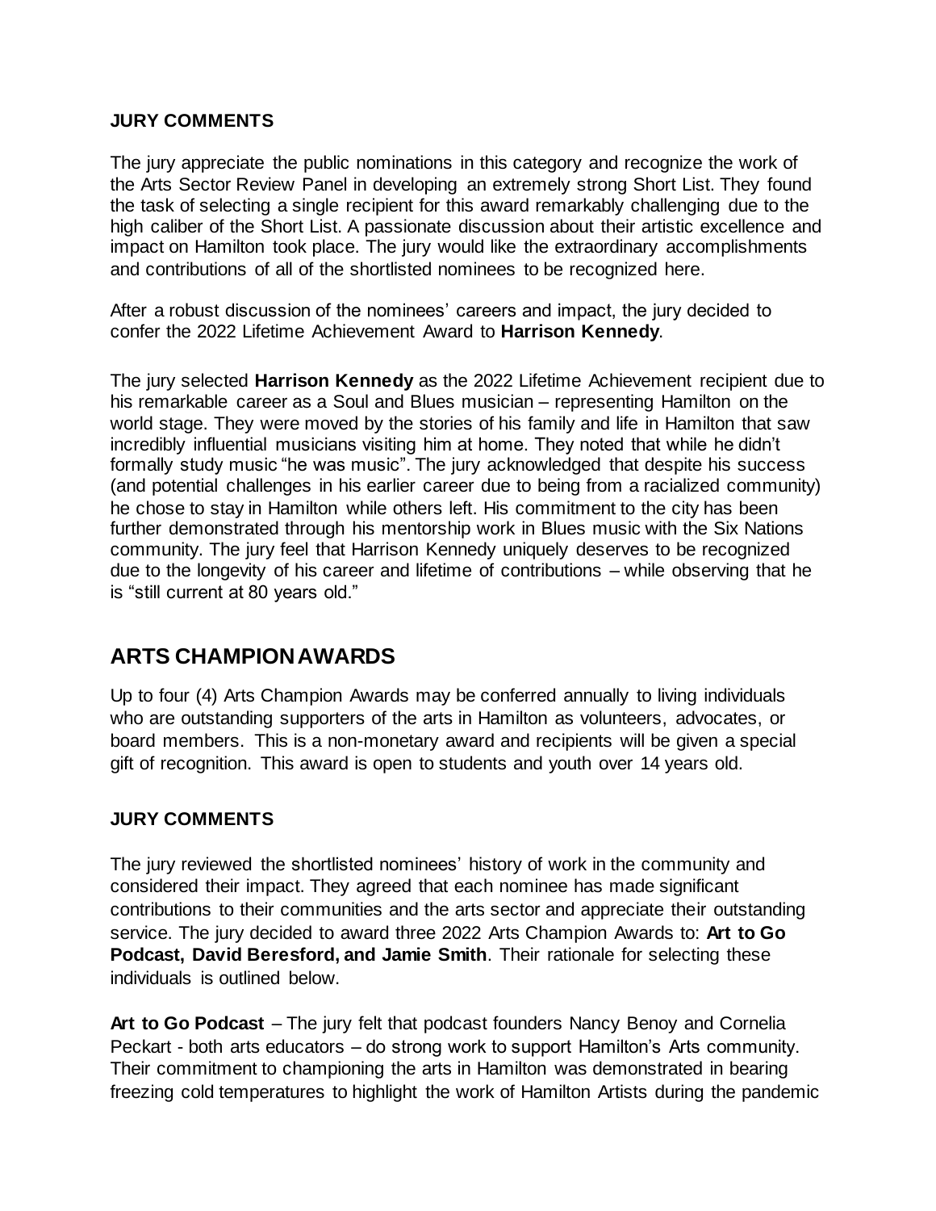### JURY COMMENTS

The jury appreciate the public nominations in this category and recognize the work of the Arts Sector Review Panel in developing an extremely strong Short List. They found the task of selecting a single recipient for this award remarkably challenging due to the high caliber of the Short List. A passionate discussion about their artistic excellence and impact on Hamilton took place. The jury would like the extraordinary accomplishments and contributions of all of the shortlisted nominees to be recognized here.

After a robust discussion of the nominees' careers and impact, the jury decided to confer the 2022 Lifetime Achievement Award to **Harrison Kennedy**.

The jury selected **Harrison Kennedy** as the 2022 Lifetime Achievement recipient due to his remarkable career as a Soul and Blues musician – representing Hamilton on the world stage. They were moved by the stories of his family and life in Hamilton that saw incredibly influential musicians visiting him at home. They noted that while he didn't formally study music "he was music". The jury acknowledged that despite his success (and potential challenges in his earlier career due to being from a racialized community) he chose to stay in Hamilton while others left. His commitment to the city has been further demonstrated through his mentorship work in Blues music with the Six Nations community. The jury feel that Harrison Kennedy uniquely deserves to be recognized due to the longevity of his career and lifetime of contributions – while observing that he is "still current at 80 years old."

## ARTS CHAMPION AWARDS

Up to four (4) Arts Champion Awards may be conferred annually to living individuals who are outstanding supporters of the arts in Hamilton as volunteers, advocates, or board members. This is a non-monetary award and recipients will be given a special gift of recognition. This award is open to students and youth over 14 years old.

### JURY COMMENTS

The jury reviewed the shortlisted nominees' history of work in the community and considered their impact. They agreed that each nominee has made significant contributions to their communities and the arts sector and appreciate their outstanding service. The jury decided to award three 2022 Arts Champion Awards to: **Art to Go Podcast, David Beresford, and Jamie Smith**. Their rationale for selecting these individuals is outlined below.

**Art to Go Podcast** – The jury felt that podcast founders Nancy Benoy and Cornelia Peckart - both arts educators – do strong work to support Hamilton's Arts community. Their commitment to championing the arts in Hamilton was demonstrated in bearing freezing cold temperatures to highlight the work of Hamilton Artists during the pandemic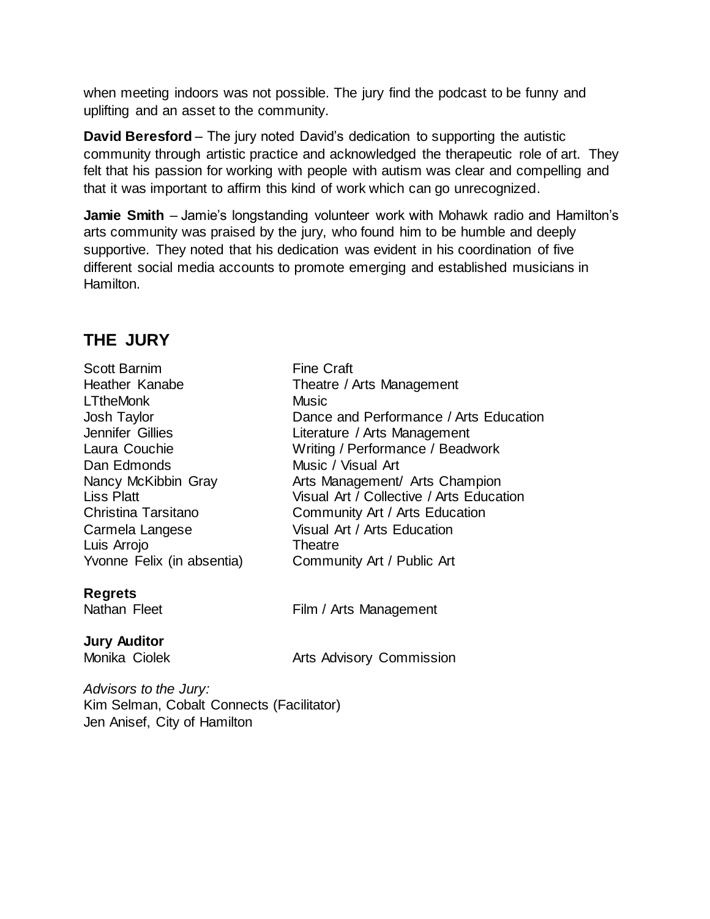when meeting indoors was not possible. The jury find the podcast to be funny and uplifting and an asset to the community.

**David Beresford** – The jury noted David's dedication to supporting the autistic community through artistic practice and acknowledged the therapeutic role of art. They felt that his passion for working with people with autism was clear and compelling and that it was important to affirm this kind of work which can go unrecognized.

**Jamie Smith** – Jamie's longstanding volunteer work with Mohawk radio and Hamilton's arts community was praised by the jury, who found him to be humble and deeply supportive. They noted that his dedication was evident in his coordination of five different social media accounts to promote emerging and established musicians in Hamilton.

## THE JURY

| | |
|---|---|
| Scott Barnim | Fine Craft |
| Heather Kanabe | Theatre / Arts Management |
| LTtheMonk | Music |
| Josh Taylor | Dance and Performance / Arts Education |
| Jennifer Gillies | Literature / Arts Management |
| Laura Couchie | Writing / Performance / Beadwork |
| Dan Edmonds | Music / Visual Art |
| Nancy McKibbin Gray | Arts Management/ Arts Champion |
| Liss Platt | Visual Art / Collective / Arts Education |
| Christina Tarsitano | Community Art / Arts Education |
| Carmela Langese | Visual Art / Arts Education |
| Luis Arrojo | Theatre |
| Yvonne Felix (in absentia) | Community Art / Public Art |

**Regrets**

| | |
|---|---|
| Nathan Fleet | Film / Arts Management |

**Jury Auditor**

| | |
|---|---|
| Monika Ciolek | Arts Advisory Commission |

*Advisors to the Jury:*
Kim Selman, Cobalt Connects (Facilitator)
Jen Anisef, City of Hamilton